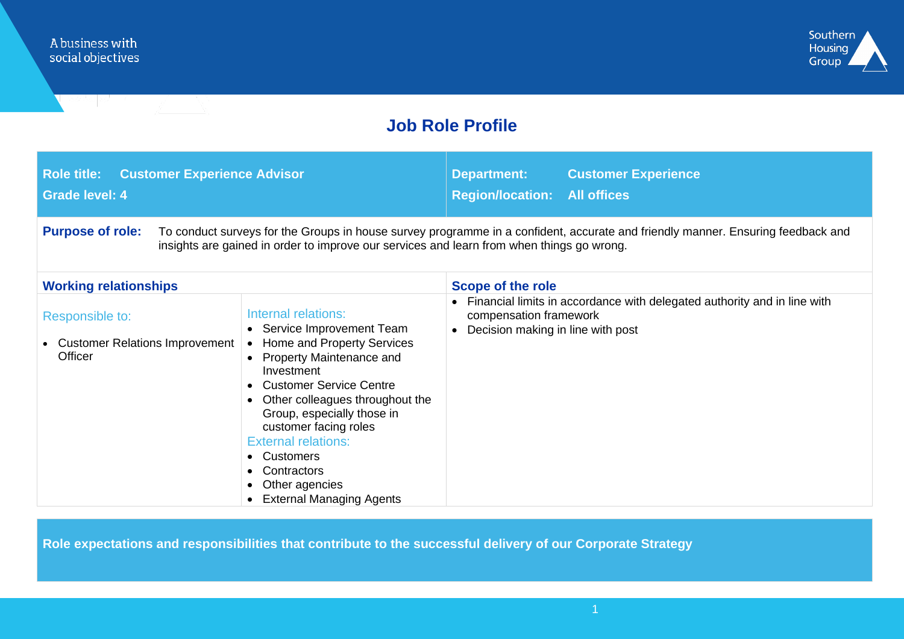A business with social objectives

Southern Housing Group

# Job Role Profile

| **Role title:** **Customer Experience Advisor** | **Department:** **Customer Experience** |
|---|---|
| **Grade level: 4** | **Region/location:** **All offices** |

**Purpose of role:** To conduct surveys for the Groups in house survey programme in a confident, accurate and friendly manner. Ensuring feedback and insights are gained in order to improve our services and learn from when things go wrong.

## Working relationships

**Responsible to:**

- Customer Relations Improvement Officer

**Internal relations:**

- Service Improvement Team
- Home and Property Services
- Property Maintenance and Investment
- Customer Service Centre
- Other colleagues throughout the Group, especially those in customer facing roles

**External relations:**

- Customers
- Contractors
- Other agencies
- External Managing Agents

## Scope of the role

- Financial limits in accordance with delegated authority and in line with compensation framework
- Decision making in line with post

## Role expectations and responsibilities that contribute to the successful delivery of our Corporate Strategy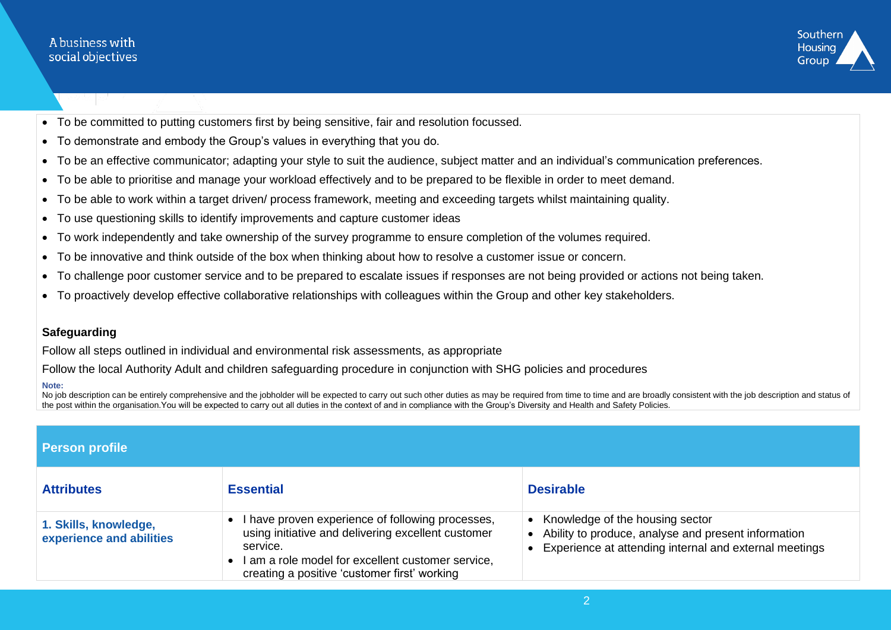- To be committed to putting customers first by being sensitive, fair and resolution focussed.
- To demonstrate and embody the Group's values in everything that you do.
- To be an effective communicator; adapting your style to suit the audience, subject matter and an individual's communication preferences.
- To be able to prioritise and manage your workload effectively and to be prepared to be flexible in order to meet demand.
- To be able to work within a target driven/ process framework, meeting and exceeding targets whilst maintaining quality.
- To use questioning skills to identify improvements and capture customer ideas
- To work independently and take ownership of the survey programme to ensure completion of the volumes required.
- To be innovative and think outside of the box when thinking about how to resolve a customer issue or concern.
- To challenge poor customer service and to be prepared to escalate issues if responses are not being provided or actions not being taken.
- To proactively develop effective collaborative relationships with colleagues within the Group and other key stakeholders.

**Safeguarding**

Follow all steps outlined in individual and environmental risk assessments, as appropriate

Follow the local Authority Adult and children safeguarding procedure in conjunction with SHG policies and procedures

**Note:**
No job description can be entirely comprehensive and the jobholder will be expected to carry out such other duties as may be required from time to time and are broadly consistent with the job description and status of the post within the organisation.You will be expected to carry out all duties in the context of and in compliance with the Group's Diversity and Health and Safety Policies.

## Person profile

| Attributes | Essential | Desirable |
|---|---|---|
| **1. Skills, knowledge, experience and abilities** | • I have proven experience of following processes, using initiative and delivering excellent customer service.<br>• I am a role model for excellent customer service, creating a positive 'customer first' working | • Knowledge of the housing sector<br>• Ability to produce, analyse and present information<br>• Experience at attending internal and external meetings |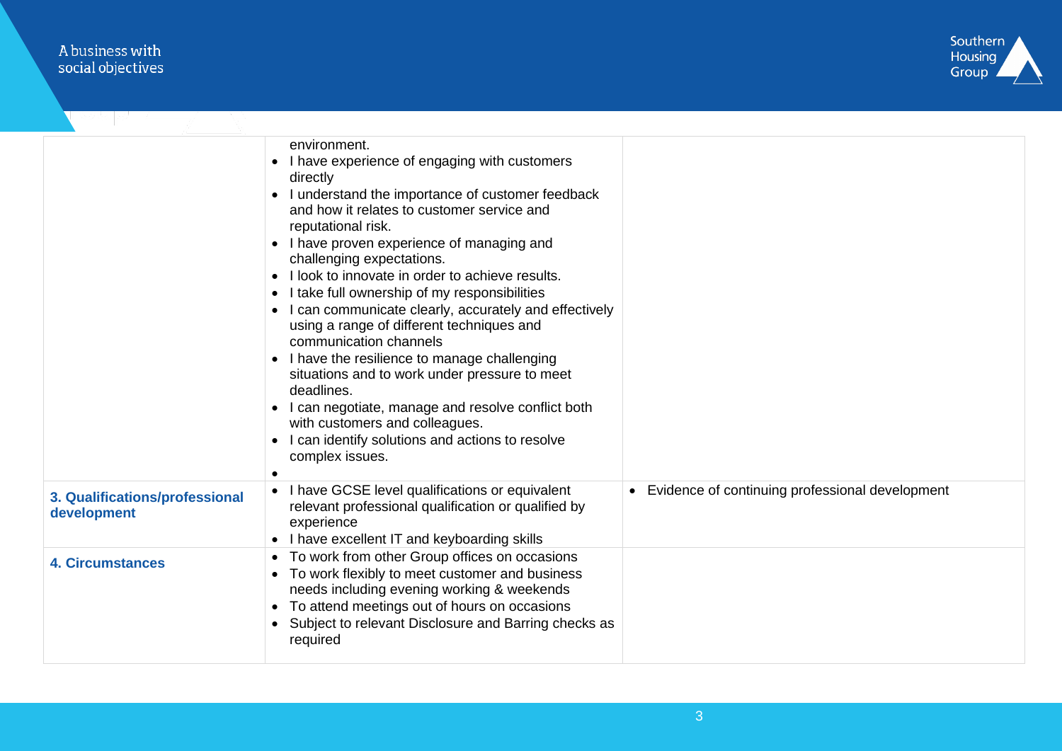| | | |
|---|---|---|
| | environment.<br>• I have experience of engaging with customers directly<br>• I understand the importance of customer feedback and how it relates to customer service and reputational risk.<br>• I have proven experience of managing and challenging expectations.<br>• I look to innovate in order to achieve results.<br>• I take full ownership of my responsibilities<br>• I can communicate clearly, accurately and effectively using a range of different techniques and communication channels<br>• I have the resilience to manage challenging situations and to work under pressure to meet deadlines.<br>• I can negotiate, manage and resolve conflict both with customers and colleagues.<br>• I can identify solutions and actions to resolve complex issues.<br>• | |
| **3. Qualifications/professional development** | • I have GCSE level qualifications or equivalent relevant professional qualification or qualified by experience<br>• I have excellent IT and keyboarding skills | • Evidence of continuing professional development |
| **4. Circumstances** | • To work from other Group offices on occasions<br>• To work flexibly to meet customer and business needs including evening working & weekends<br>• To attend meetings out of hours on occasions<br>• Subject to relevant Disclosure and Barring checks as required | |